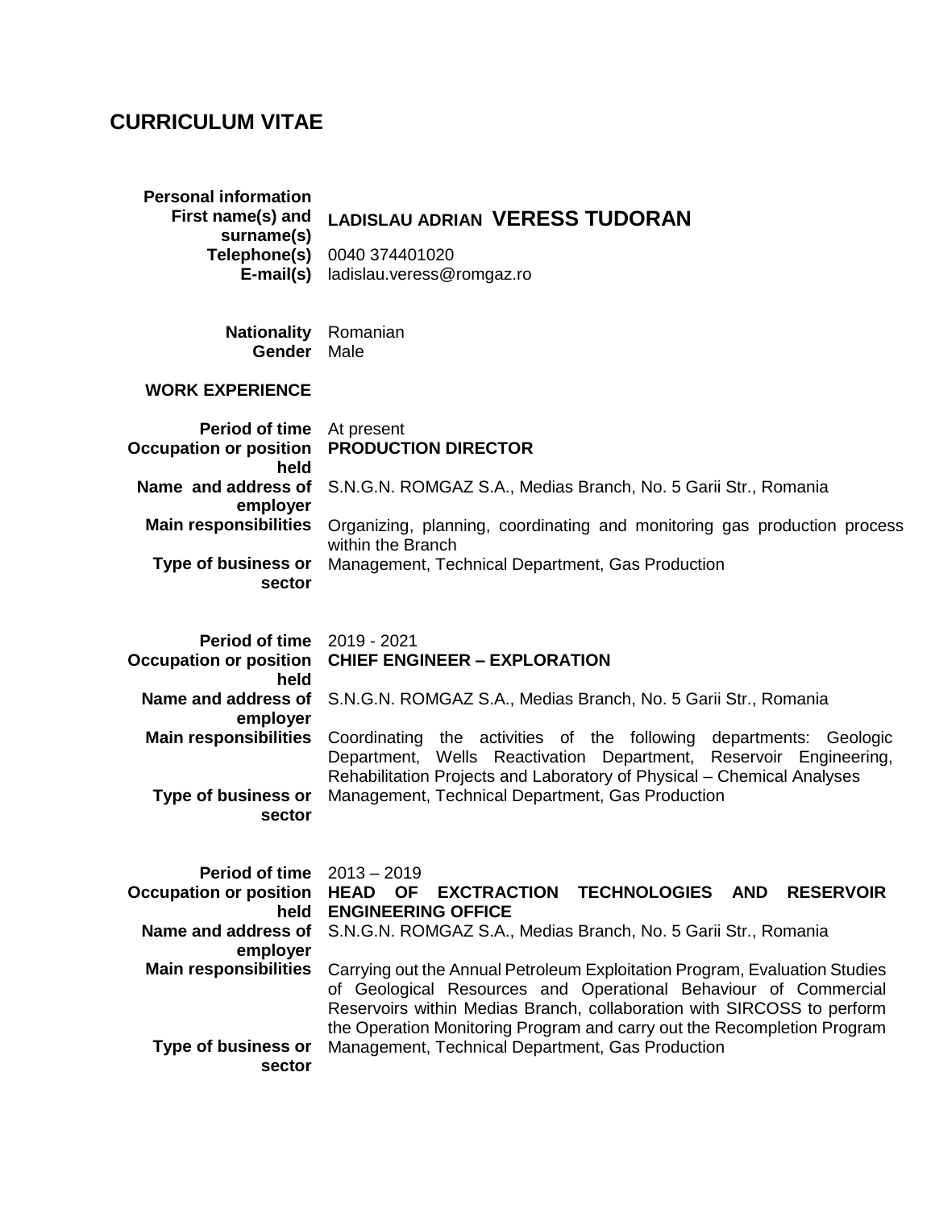# CURRICULUM VITAE

| | |
|---|---|
| **Personal information** | |
| **First name(s) and surname(s)** | **LADISLAU ADRIAN VERESS TUDORAN** |
| **Telephone(s)** | 0040 374401020 |
| **E-mail(s)** | ladislau.veress@romgaz.ro |
| **Nationality** | Romanian |
| **Gender** | Male |

**WORK EXPERIENCE**

| | |
|---|---|
| **Period of time** | At present |
| **Occupation or position held** | **PRODUCTION DIRECTOR** |
| **Name and address of employer** | S.N.G.N. ROMGAZ S.A., Medias Branch, No. 5 Garii Str., Romania |
| **Main responsibilities** | Organizing, planning, coordinating and monitoring gas production process within the Branch |
| **Type of business or sector** | Management, Technical Department, Gas Production |

| | |
|---|---|
| **Period of time** | 2019 - 2021 |
| **Occupation or position held** | **CHIEF ENGINEER – EXPLORATION** |
| **Name and address of employer** | S.N.G.N. ROMGAZ S.A., Medias Branch, No. 5 Garii Str., Romania |
| **Main responsibilities** | Coordinating the activities of the following departments: Geologic Department, Wells Reactivation Department, Reservoir Engineering, Rehabilitation Projects and Laboratory of Physical – Chemical Analyses |
| **Type of business or sector** | Management, Technical Department, Gas Production |

| | |
|---|---|
| **Period of time** | 2013 – 2019 |
| **Occupation or position held** | **HEAD OF EXCTRACTION TECHNOLOGIES AND RESERVOIR ENGINEERING OFFICE** |
| **Name and address of employer** | S.N.G.N. ROMGAZ S.A., Medias Branch, No. 5 Garii Str., Romania |
| **Main responsibilities** | Carrying out the Annual Petroleum Exploitation Program, Evaluation Studies of Geological Resources and Operational Behaviour of Commercial Reservoirs within Medias Branch, collaboration with SIRCOSS to perform the Operation Monitoring Program and carry out the Recompletion Program |
| **Type of business or sector** | Management, Technical Department, Gas Production |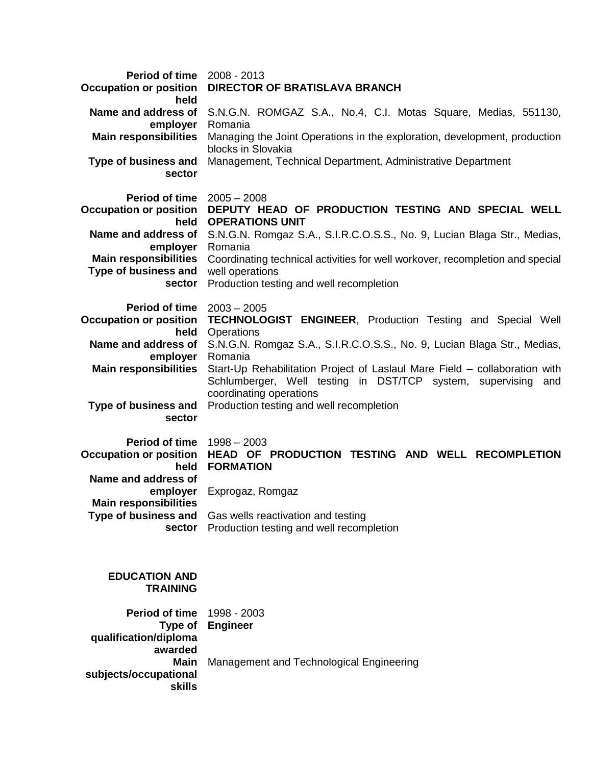| | |
|---|---|
| **Period of time** | 2008 - 2013 |
| **Occupation or position held** | **DIRECTOR OF BRATISLAVA BRANCH** |
| **Name and address of employer** | S.N.G.N. ROMGAZ S.A., No.4, C.I. Motas Square, Medias, 551130, Romania |
| **Main responsibilities** | Managing the Joint Operations in the exploration, development, production blocks in Slovakia |
| **Type of business and sector** | Management, Technical Department, Administrative Department |

| | |
|---|---|
| **Period of time** | 2005 – 2008 |
| **Occupation or position held** | **DEPUTY HEAD OF PRODUCTION TESTING AND SPECIAL WELL OPERATIONS UNIT** |
| **Name and address of employer** | S.N.G.N. Romgaz S.A., S.I.R.C.O.S.S., No. 9, Lucian Blaga Str., Medias, Romania |
| **Main responsibilities** | Coordinating technical activities for well workover, recompletion and special well operations |
| **Type of business and sector** | Production testing and well recompletion |

| | |
|---|---|
| **Period of time** | 2003 – 2005 |
| **Occupation or position held** | **TECHNOLOGIST ENGINEER**, Production Testing and Special Well Operations |
| **Name and address of employer** | S.N.G.N. Romgaz S.A., S.I.R.C.O.S.S., No. 9, Lucian Blaga Str., Medias, Romania |
| **Main responsibilities** | Start-Up Rehabilitation Project of Laslaul Mare Field – collaboration with Schlumberger, Well testing in DST/TCP system, supervising and coordinating operations |
| **Type of business and sector** | Production testing and well recompletion |

| | |
|---|---|
| **Period of time** | 1998 – 2003 |
| **Occupation or position held** | **HEAD OF PRODUCTION TESTING AND WELL RECOMPLETION FORMATION** |
| **Name and address of employer** | Exprogaz, Romgaz |
| **Main responsibilities** | Gas wells reactivation and testing |
| **Type of business and sector** | Production testing and well recompletion |

**EDUCATION AND TRAINING**

| | |
|---|---|
| **Period of time** | 1998 - 2003 |
| **Type of qualification/diploma awarded** | **Engineer** |
| **Main subjects/occupational skills** | Management and Technological Engineering |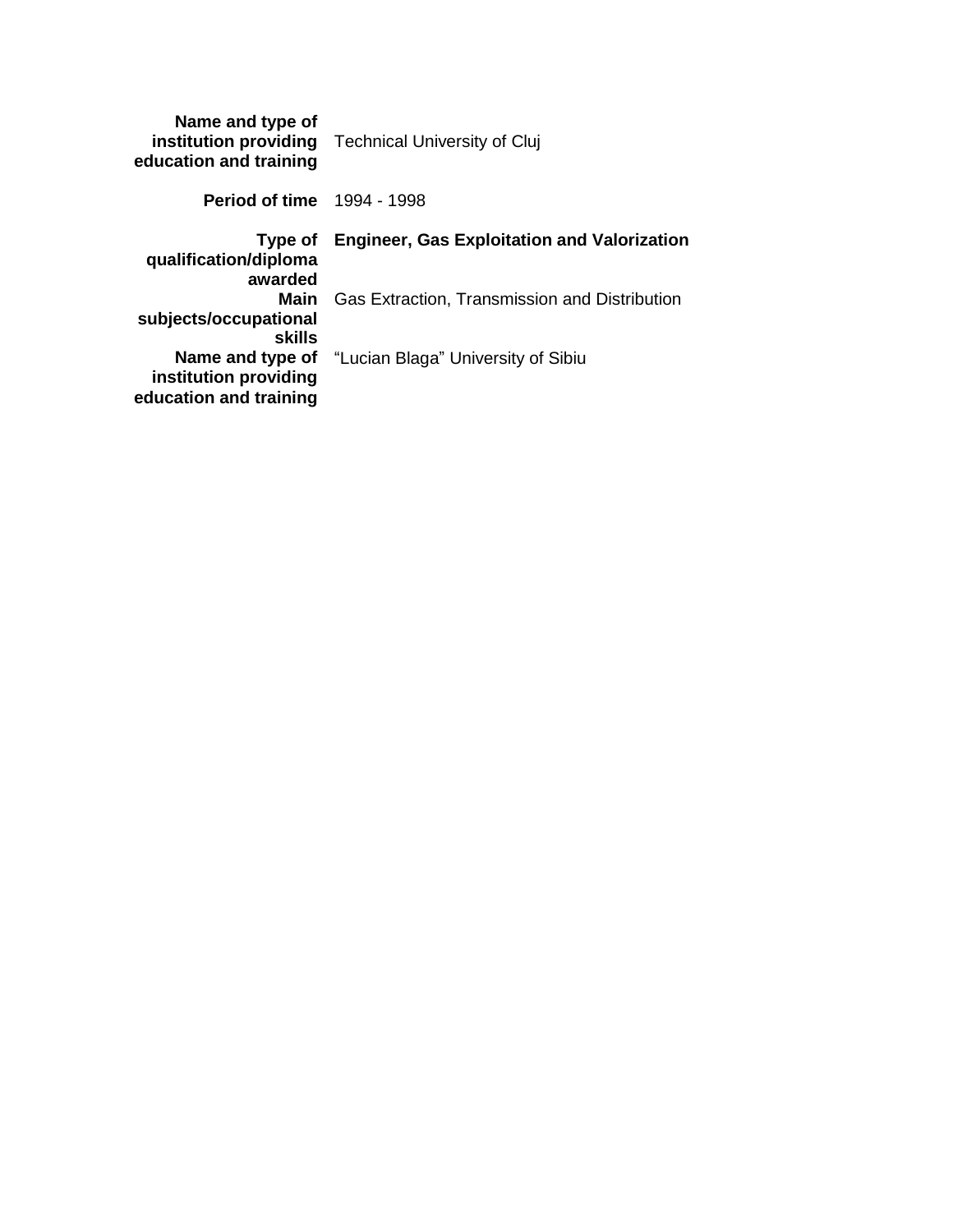| | |
|---|---|
| **Name and type of institution providing education and training** | Technical University of Cluj |
| **Period of time** | 1994 - 1998 |
| **Type of qualification/diploma awarded** | **Engineer, Gas Exploitation and Valorization** |
| **Main subjects/occupational skills** | Gas Extraction, Transmission and Distribution |
| **Name and type of institution providing education and training** | “Lucian Blaga” University of Sibiu |